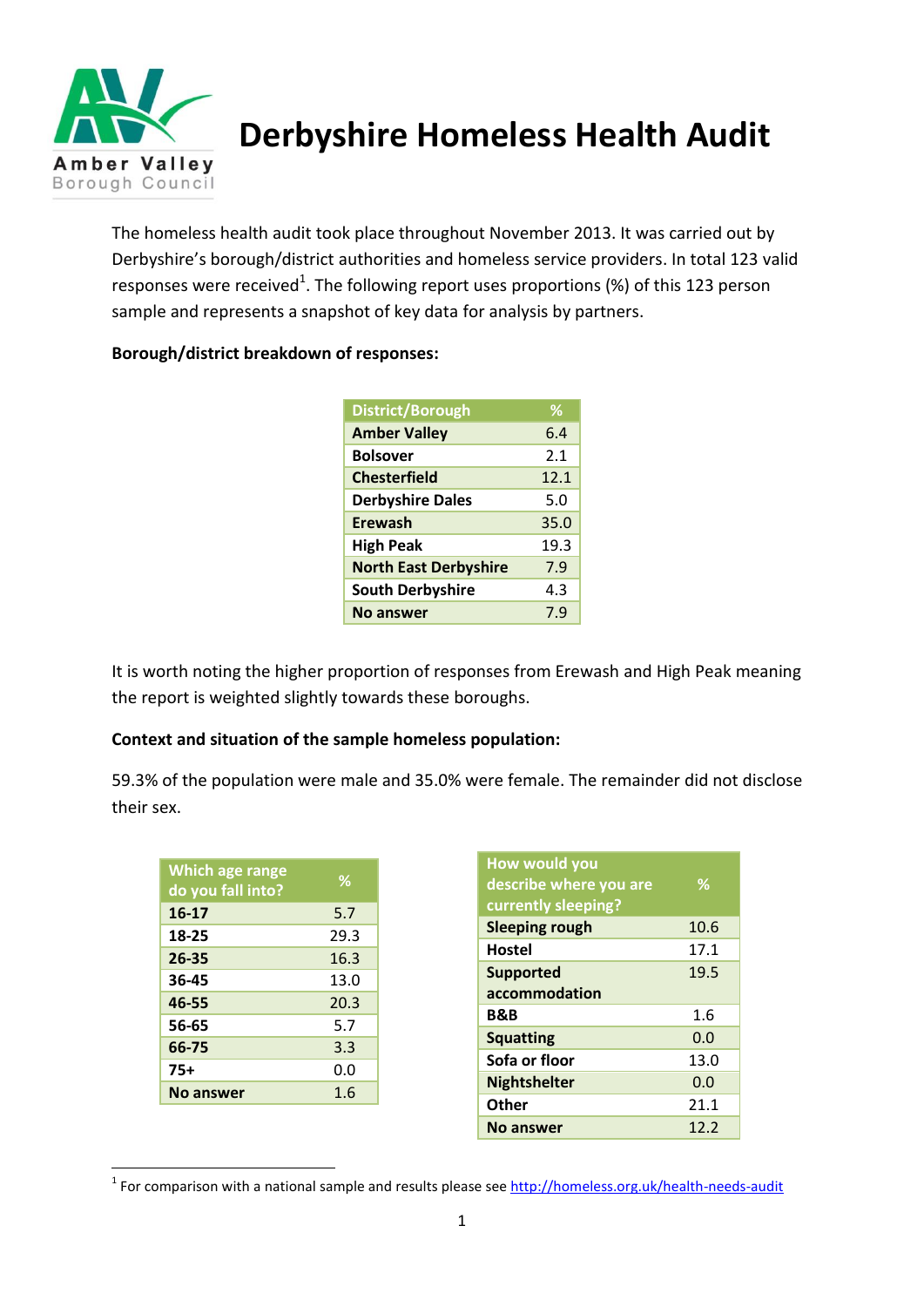# Derbyshire Homeless Health Audit

The homeless health audit took place throughout November 2013. It was carried out by Derbyshire's borough/district authorities and homeless service providers. In total 123 valid responses were received[1]. The following report uses proportions (%) of this 123 person sample and represents a snapshot of key data for analysis by partners.

**Borough/district breakdown of responses:**

| District/Borough | % |
|---|---|
| **Amber Valley** | 6.4 |
| **Bolsover** | 2.1 |
| **Chesterfield** | 12.1 |
| **Derbyshire Dales** | 5.0 |
| **Erewash** | 35.0 |
| **High Peak** | 19.3 |
| **North East Derbyshire** | 7.9 |
| **South Derbyshire** | 4.3 |
| **No answer** | 7.9 |

It is worth noting the higher proportion of responses from Erewash and High Peak meaning the report is weighted slightly towards these boroughs.

**Context and situation of the sample homeless population:**

59.3% of the population were male and 35.0% were female. The remainder did not disclose their sex.

| Which age range do you fall into? | % |
|---|---|
| **16-17** | 5.7 |
| **18-25** | 29.3 |
| **26-35** | 16.3 |
| **36-45** | 13.0 |
| **46-55** | 20.3 |
| **56-65** | 5.7 |
| **66-75** | 3.3 |
| **75+** | 0.0 |
| **No answer** | 1.6 |

| How would you describe where you are currently sleeping? | % |
|---|---|
| **Sleeping rough** | 10.6 |
| **Hostel** | 17.1 |
| **Supported accommodation** | 19.5 |
| **B&B** | 1.6 |
| **Squatting** | 0.0 |
| **Sofa or floor** | 13.0 |
| **Nightshelter** | 0.0 |
| **Other** | 21.1 |
| **No answer** | 12.2 |

[1] For comparison with a national sample and results please see http://homeless.org.uk/health-needs-audit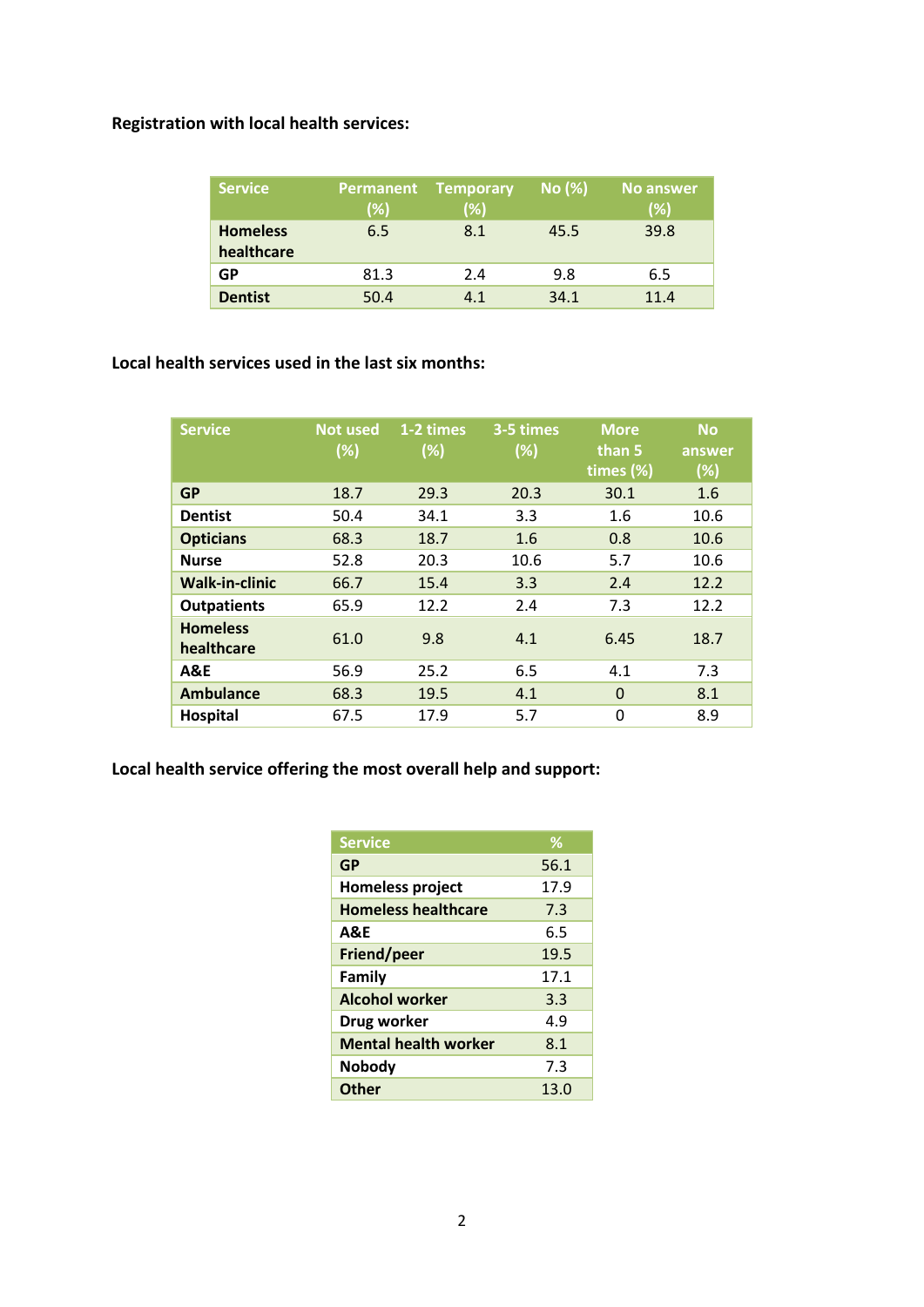**Registration with local health services:**

| Service | Permanent (%) | Temporary (%) | No (%) | No answer (%) |
|---|---|---|---|---|
| **Homeless healthcare** | 6.5 | 8.1 | 45.5 | 39.8 |
| **GP** | 81.3 | 2.4 | 9.8 | 6.5 |
| **Dentist** | 50.4 | 4.1 | 34.1 | 11.4 |

**Local health services used in the last six months:**

| Service | Not used (%) | 1-2 times (%) | 3-5 times (%) | More than 5 times (%) | No answer (%) |
|---|---|---|---|---|---|
| **GP** | 18.7 | 29.3 | 20.3 | 30.1 | 1.6 |
| **Dentist** | 50.4 | 34.1 | 3.3 | 1.6 | 10.6 |
| **Opticians** | 68.3 | 18.7 | 1.6 | 0.8 | 10.6 |
| **Nurse** | 52.8 | 20.3 | 10.6 | 5.7 | 10.6 |
| **Walk-in-clinic** | 66.7 | 15.4 | 3.3 | 2.4 | 12.2 |
| **Outpatients** | 65.9 | 12.2 | 2.4 | 7.3 | 12.2 |
| **Homeless healthcare** | 61.0 | 9.8 | 4.1 | 6.45 | 18.7 |
| **A&E** | 56.9 | 25.2 | 6.5 | 4.1 | 7.3 |
| **Ambulance** | 68.3 | 19.5 | 4.1 | 0 | 8.1 |
| **Hospital** | 67.5 | 17.9 | 5.7 | 0 | 8.9 |

**Local health service offering the most overall help and support:**

| Service | % |
|---|---|
| **GP** | 56.1 |
| **Homeless project** | 17.9 |
| **Homeless healthcare** | 7.3 |
| **A&E** | 6.5 |
| **Friend/peer** | 19.5 |
| **Family** | 17.1 |
| **Alcohol worker** | 3.3 |
| **Drug worker** | 4.9 |
| **Mental health worker** | 8.1 |
| **Nobody** | 7.3 |
| **Other** | 13.0 |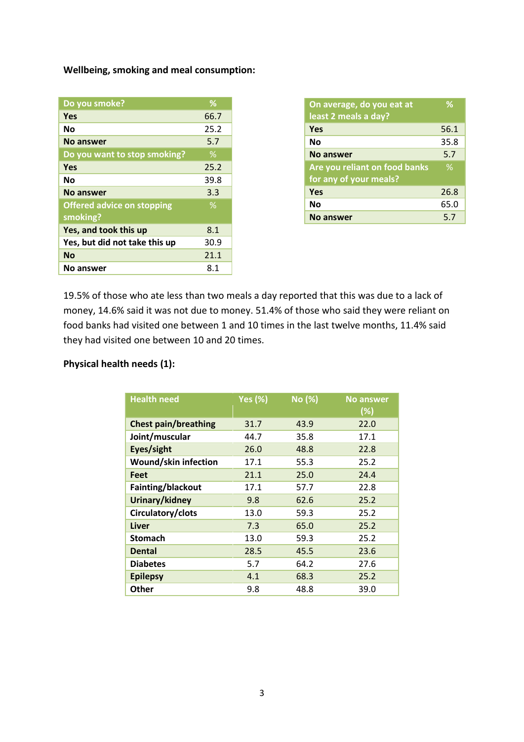**Wellbeing, smoking and meal consumption:**

| Do you smoke? | % |
|---|---|
| Yes | 66.7 |
| No | 25.2 |
| No answer | 5.7 |
| **Do you want to stop smoking?** | **%** |
| Yes | 25.2 |
| No | 39.8 |
| No answer | 3.3 |
| **Offered advice on stopping smoking?** | **%** |
| Yes, and took this up | 8.1 |
| Yes, but did not take this up | 30.9 |
| No | 21.1 |
| No answer | 8.1 |

| On average, do you eat at least 2 meals a day? | % |
|---|---|
| Yes | 56.1 |
| No | 35.8 |
| No answer | 5.7 |
| **Are you reliant on food banks for any of your meals?** | **%** |
| Yes | 26.8 |
| No | 65.0 |
| No answer | 5.7 |

19.5% of those who ate less than two meals a day reported that this was due to a lack of money, 14.6% said it was not due to money. 51.4% of those who said they were reliant on food banks had visited one between 1 and 10 times in the last twelve months, 11.4% said they had visited one between 10 and 20 times.

**Physical health needs (1):**

| Health need | Yes (%) | No (%) | No answer (%) |
|---|---|---|---|
| Chest pain/breathing | 31.7 | 43.9 | 22.0 |
| Joint/muscular | 44.7 | 35.8 | 17.1 |
| Eyes/sight | 26.0 | 48.8 | 22.8 |
| Wound/skin infection | 17.1 | 55.3 | 25.2 |
| Feet | 21.1 | 25.0 | 24.4 |
| Fainting/blackout | 17.1 | 57.7 | 22.8 |
| Urinary/kidney | 9.8 | 62.6 | 25.2 |
| Circulatory/clots | 13.0 | 59.3 | 25.2 |
| Liver | 7.3 | 65.0 | 25.2 |
| Stomach | 13.0 | 59.3 | 25.2 |
| Dental | 28.5 | 45.5 | 23.6 |
| Diabetes | 5.7 | 64.2 | 27.6 |
| Epilepsy | 4.1 | 68.3 | 25.2 |
| Other | 9.8 | 48.8 | 39.0 |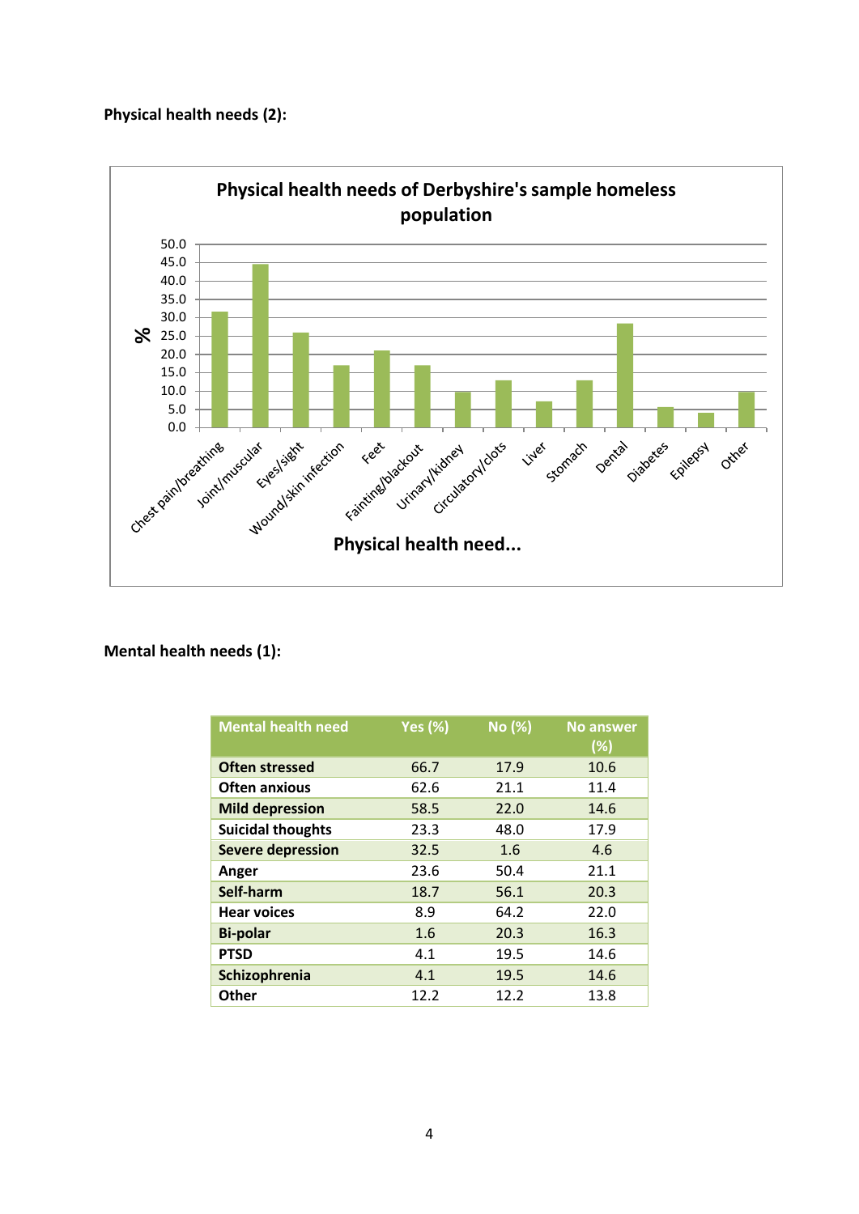**Physical health needs (2):**

**Mental health needs (1):**

| Mental health need | Yes (%) | No (%) | No answer (%) |
|---|---|---|---|
| **Often stressed** | 66.7 | 17.9 | 10.6 |
| **Often anxious** | 62.6 | 21.1 | 11.4 |
| **Mild depression** | 58.5 | 22.0 | 14.6 |
| **Suicidal thoughts** | 23.3 | 48.0 | 17.9 |
| **Severe depression** | 32.5 | 1.6 | 4.6 |
| **Anger** | 23.6 | 50.4 | 21.1 |
| **Self-harm** | 18.7 | 56.1 | 20.3 |
| **Hear voices** | 8.9 | 64.2 | 22.0 |
| **Bi-polar** | 1.6 | 20.3 | 16.3 |
| **PTSD** | 4.1 | 19.5 | 14.6 |
| **Schizophrenia** | 4.1 | 19.5 | 14.6 |
| **Other** | 12.2 | 12.2 | 13.8 |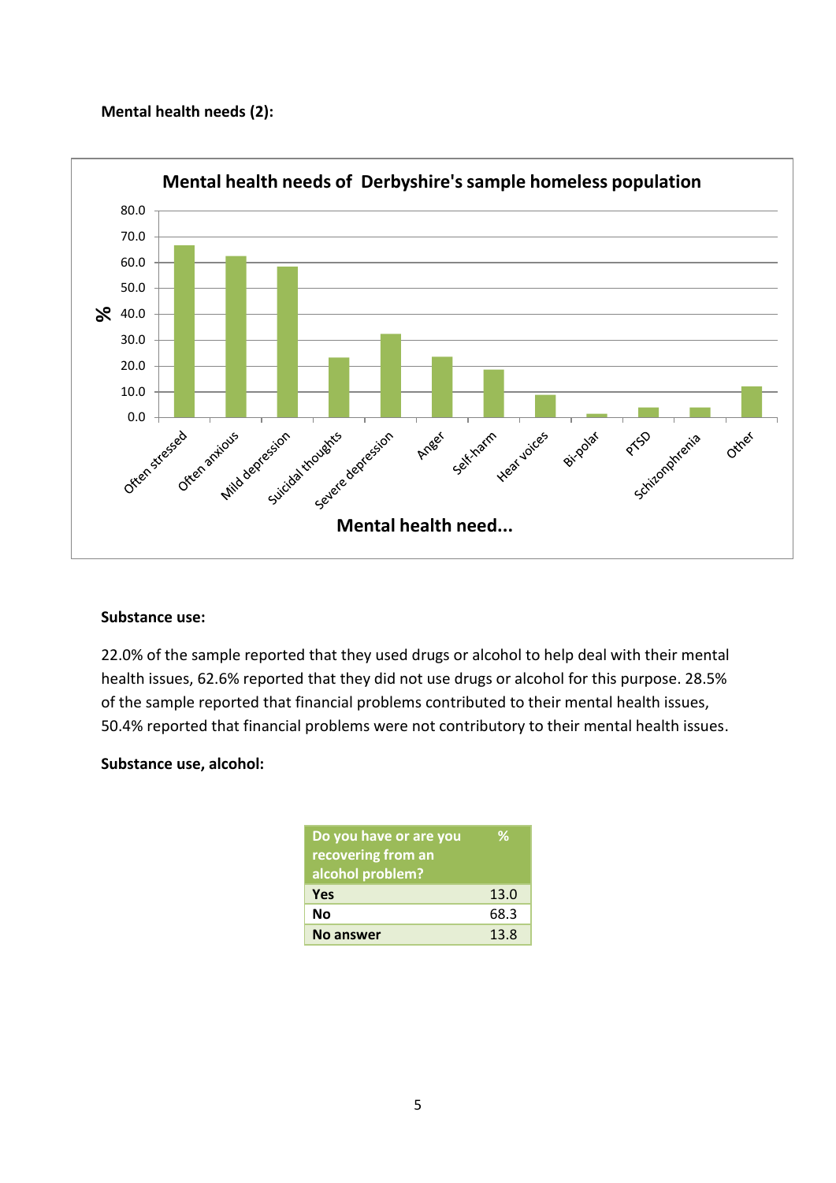**Mental health needs (2):**

**Substance use:**

22.0% of the sample reported that they used drugs or alcohol to help deal with their mental health issues, 62.6% reported that they did not use drugs or alcohol for this purpose. 28.5% of the sample reported that financial problems contributed to their mental health issues, 50.4% reported that financial problems were not contributory to their mental health issues.

**Substance use, alcohol:**

| Do you have or are you recovering from an alcohol problem? | % |
|---|---|
| **Yes** | 13.0 |
| **No** | 68.3 |
| **No answer** | 13.8 |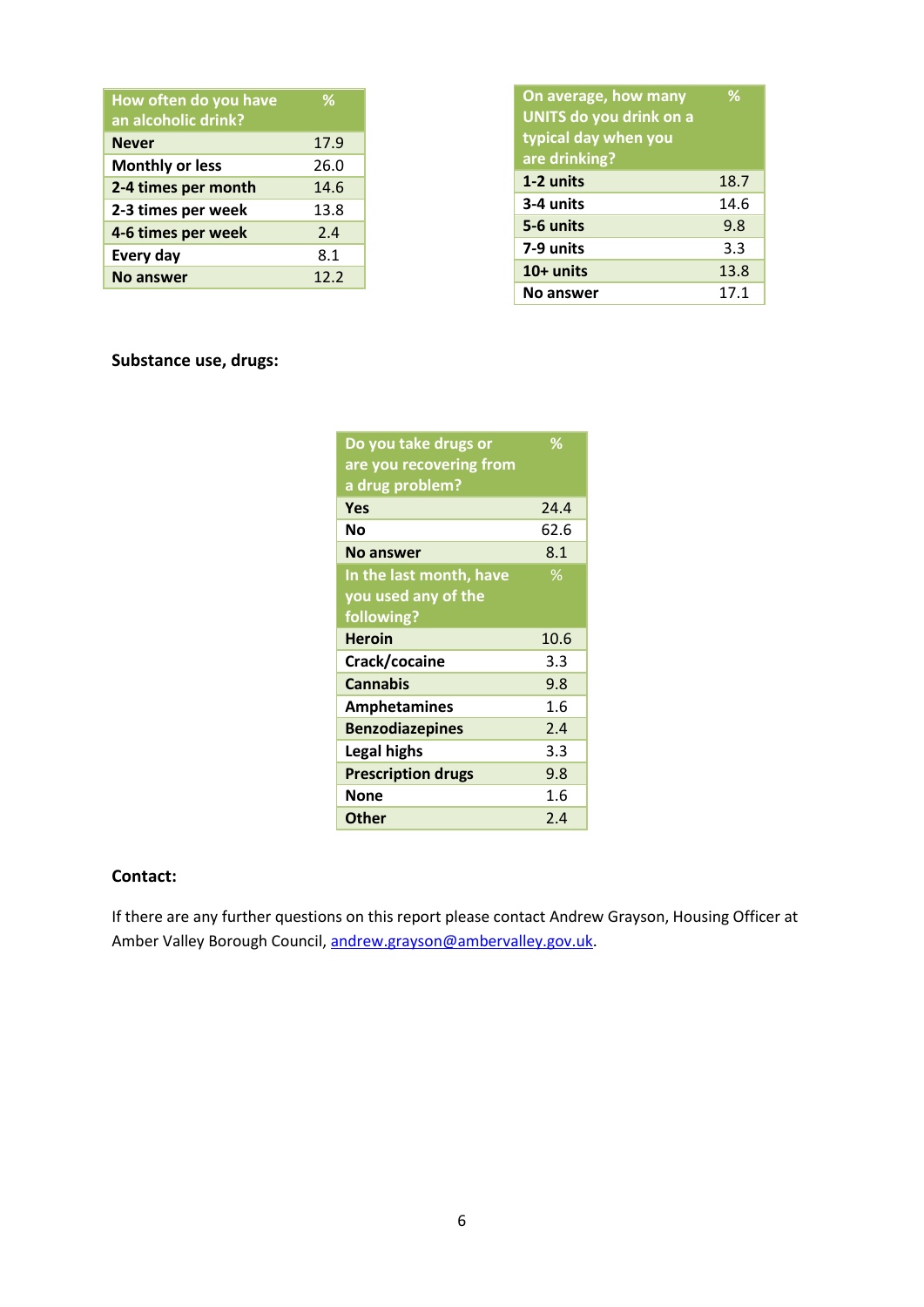| How often do you have an alcoholic drink? | % |
|---|---|
| Never | 17.9 |
| Monthly or less | 26.0 |
| 2-4 times per month | 14.6 |
| 2-3 times per week | 13.8 |
| 4-6 times per week | 2.4 |
| Every day | 8.1 |
| No answer | 12.2 |

| On average, how many UNITS do you drink on a typical day when you are drinking? | % |
|---|---|
| 1-2 units | 18.7 |
| 3-4 units | 14.6 |
| 5-6 units | 9.8 |
| 7-9 units | 3.3 |
| 10+ units | 13.8 |
| No answer | 17.1 |

**Substance use, drugs:**

| Do you take drugs or are you recovering from a drug problem? | % |
|---|---|
| Yes | 24.4 |
| No | 62.6 |
| No answer | 8.1 |
| **In the last month, have you used any of the following?** | **%** |
| Heroin | 10.6 |
| Crack/cocaine | 3.3 |
| Cannabis | 9.8 |
| Amphetamines | 1.6 |
| Benzodiazepines | 2.4 |
| Legal highs | 3.3 |
| Prescription drugs | 9.8 |
| None | 1.6 |
| Other | 2.4 |

**Contact:**

If there are any further questions on this report please contact Andrew Grayson, Housing Officer at Amber Valley Borough Council, andrew.grayson@ambervalley.gov.uk.